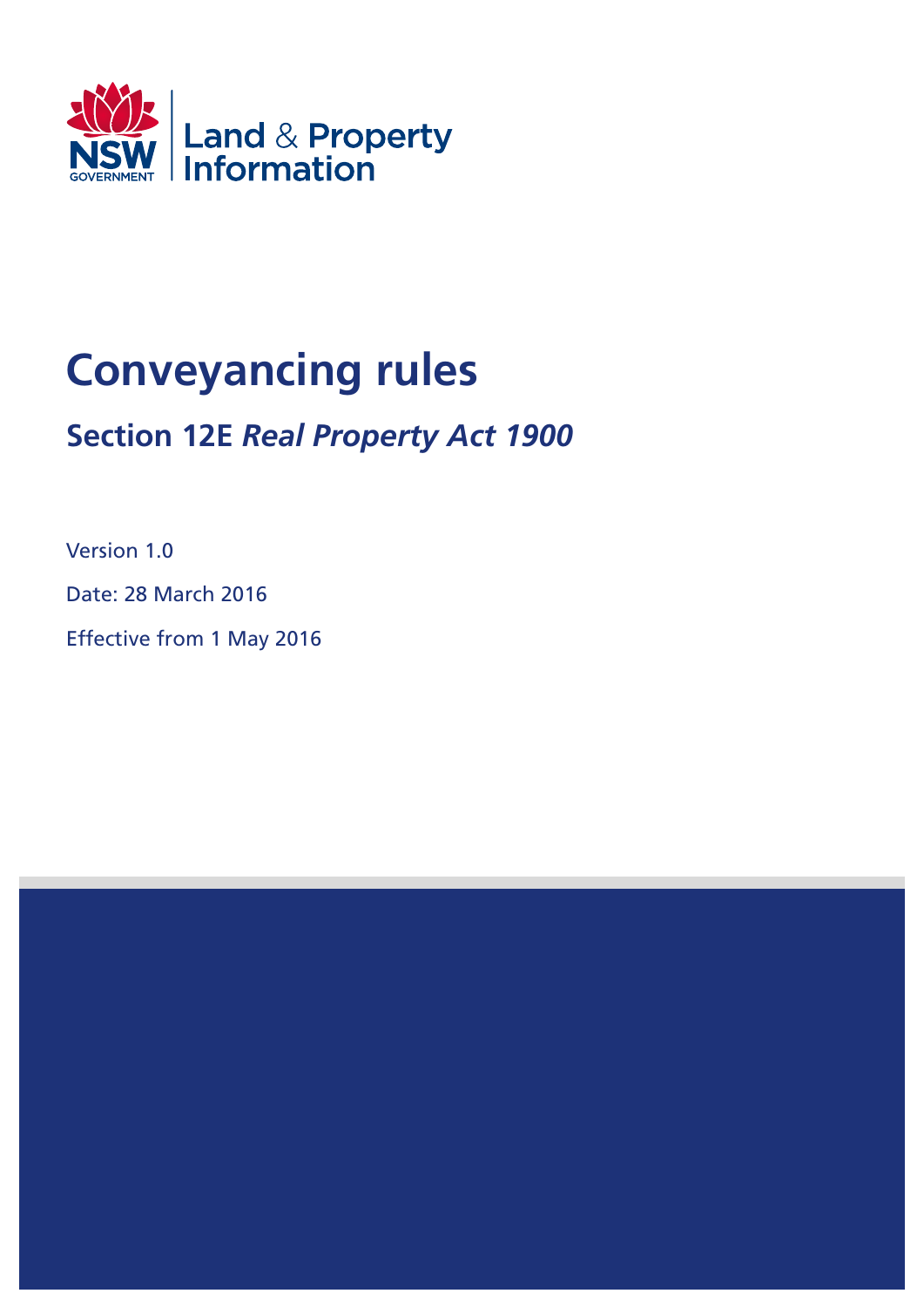NSW GOVERNMENT | Land & Property Information

# Conveyancing rules

## Section 12E *Real Property Act 1900*

Version 1.0

Date: 28 March 2016

Effective from 1 May 2016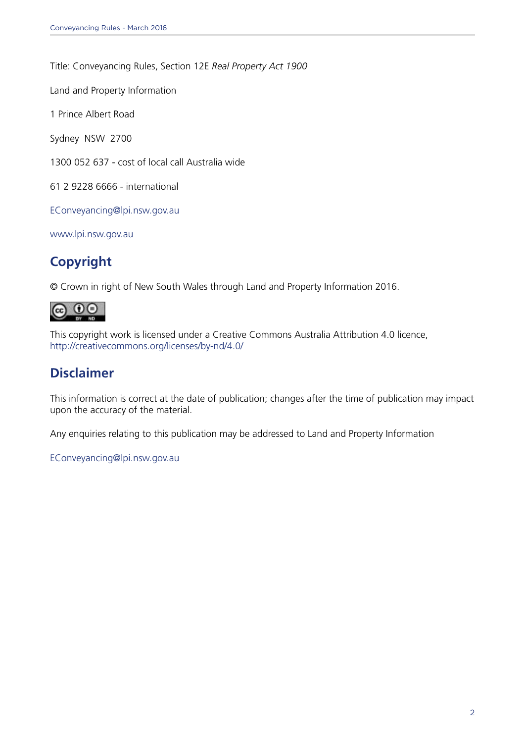Title: Conveyancing Rules, Section 12E *Real Property Act 1900*

Land and Property Information

1 Prince Albert Road

Sydney NSW 2700

1300 052 637 - cost of local call Australia wide

61 2 9228 6666 - international

EConveyancing@lpi.nsw.gov.au

www.lpi.nsw.gov.au

## Copyright

© Crown in right of New South Wales through Land and Property Information 2016.

This copyright work is licensed under a Creative Commons Australia Attribution 4.0 licence, http://creativecommons.org/licenses/by-nd/4.0/

## Disclaimer

This information is correct at the date of publication; changes after the time of publication may impact upon the accuracy of the material.

Any enquiries relating to this publication may be addressed to Land and Property Information

EConveyancing@lpi.nsw.gov.au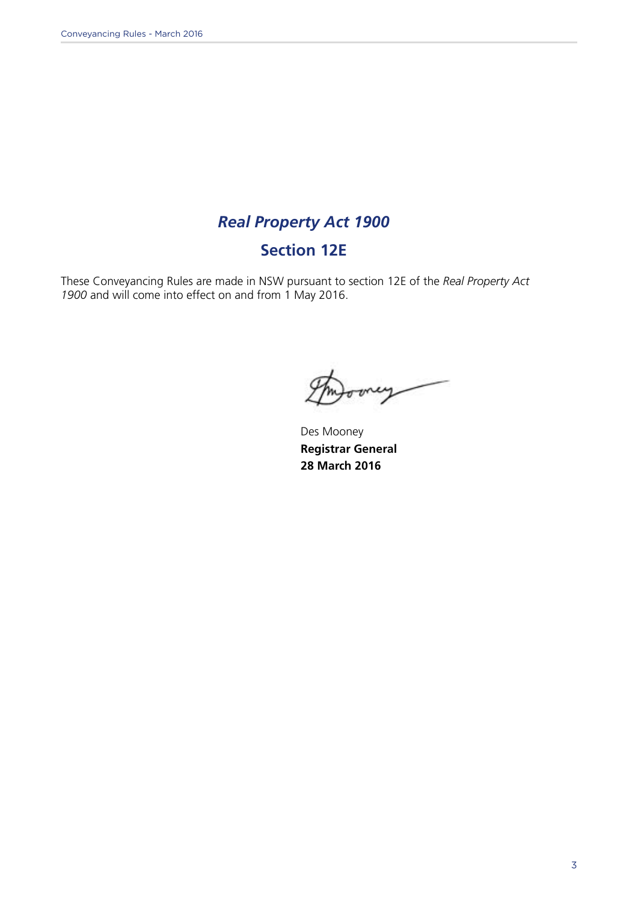# *Real Property Act 1900*

## Section 12E

These Conveyancing Rules are made in NSW pursuant to section 12E of the *Real Property Act 1900* and will come into effect on and from 1 May 2016.

Des Mooney
**Registrar General**
**28 March 2016**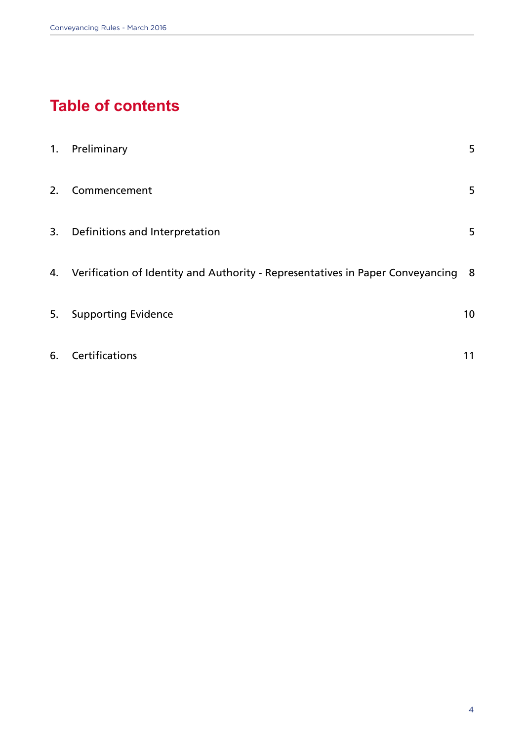# Table of contents

| | | |
|---|---|---|
| 1. | Preliminary | 5 |
| 2. | Commencement | 5 |
| 3. | Definitions and Interpretation | 5 |
| 4. | Verification of Identity and Authority - Representatives in Paper Conveyancing | 8 |
| 5. | Supporting Evidence | 10 |
| 6. | Certifications | 11 |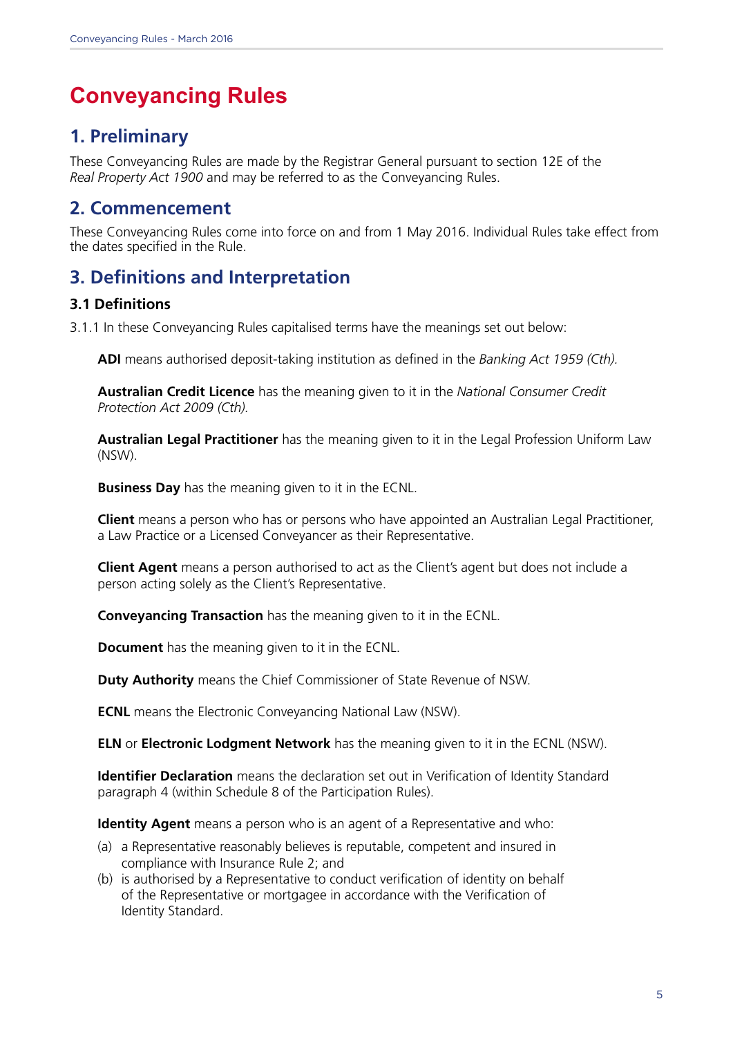# Conveyancing Rules

## 1. Preliminary

These Conveyancing Rules are made by the Registrar General pursuant to section 12E of the *Real Property Act 1900* and may be referred to as the Conveyancing Rules.

## 2. Commencement

These Conveyancing Rules come into force on and from 1 May 2016. Individual Rules take effect from the dates specified in the Rule.

## 3. Definitions and Interpretation

### 3.1 Definitions

3.1.1 In these Conveyancing Rules capitalised terms have the meanings set out below:

**ADI** means authorised deposit-taking institution as defined in the *Banking Act 1959 (Cth).*

**Australian Credit Licence** has the meaning given to it in the *National Consumer Credit Protection Act 2009 (Cth).*

**Australian Legal Practitioner** has the meaning given to it in the Legal Profession Uniform Law (NSW).

**Business Day** has the meaning given to it in the ECNL.

**Client** means a person who has or persons who have appointed an Australian Legal Practitioner, a Law Practice or a Licensed Conveyancer as their Representative.

**Client Agent** means a person authorised to act as the Client's agent but does not include a person acting solely as the Client's Representative.

**Conveyancing Transaction** has the meaning given to it in the ECNL.

**Document** has the meaning given to it in the ECNL.

**Duty Authority** means the Chief Commissioner of State Revenue of NSW.

**ECNL** means the Electronic Conveyancing National Law (NSW).

**ELN** or **Electronic Lodgment Network** has the meaning given to it in the ECNL (NSW).

**Identifier Declaration** means the declaration set out in Verification of Identity Standard paragraph 4 (within Schedule 8 of the Participation Rules).

**Identity Agent** means a person who is an agent of a Representative and who:

(a) a Representative reasonably believes is reputable, competent and insured in compliance with Insurance Rule 2; and

(b) is authorised by a Representative to conduct verification of identity on behalf of the Representative or mortgagee in accordance with the Verification of Identity Standard.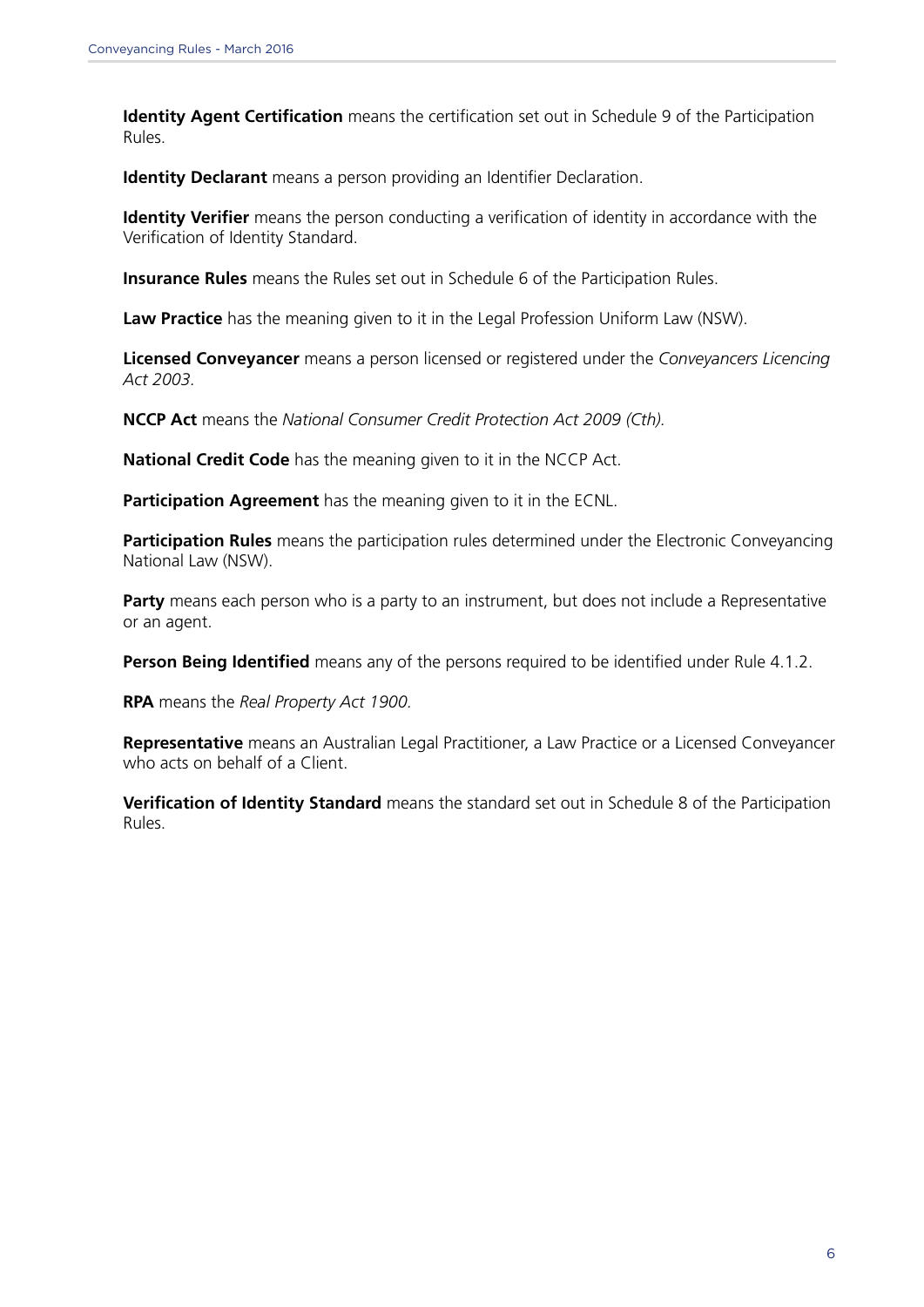**Identity Agent Certification** means the certification set out in Schedule 9 of the Participation Rules.

**Identity Declarant** means a person providing an Identifier Declaration.

**Identity Verifier** means the person conducting a verification of identity in accordance with the Verification of Identity Standard.

**Insurance Rules** means the Rules set out in Schedule 6 of the Participation Rules.

**Law Practice** has the meaning given to it in the Legal Profession Uniform Law (NSW).

**Licensed Conveyancer** means a person licensed or registered under the *Conveyancers Licencing Act 2003*.

**NCCP Act** means the *National Consumer Credit Protection Act 2009 (Cth).*

**National Credit Code** has the meaning given to it in the NCCP Act.

**Participation Agreement** has the meaning given to it in the ECNL.

**Participation Rules** means the participation rules determined under the Electronic Conveyancing National Law (NSW).

**Party** means each person who is a party to an instrument, but does not include a Representative or an agent.

**Person Being Identified** means any of the persons required to be identified under Rule 4.1.2.

**RPA** means the *Real Property Act 1900.*

**Representative** means an Australian Legal Practitioner, a Law Practice or a Licensed Conveyancer who acts on behalf of a Client.

**Verification of Identity Standard** means the standard set out in Schedule 8 of the Participation Rules.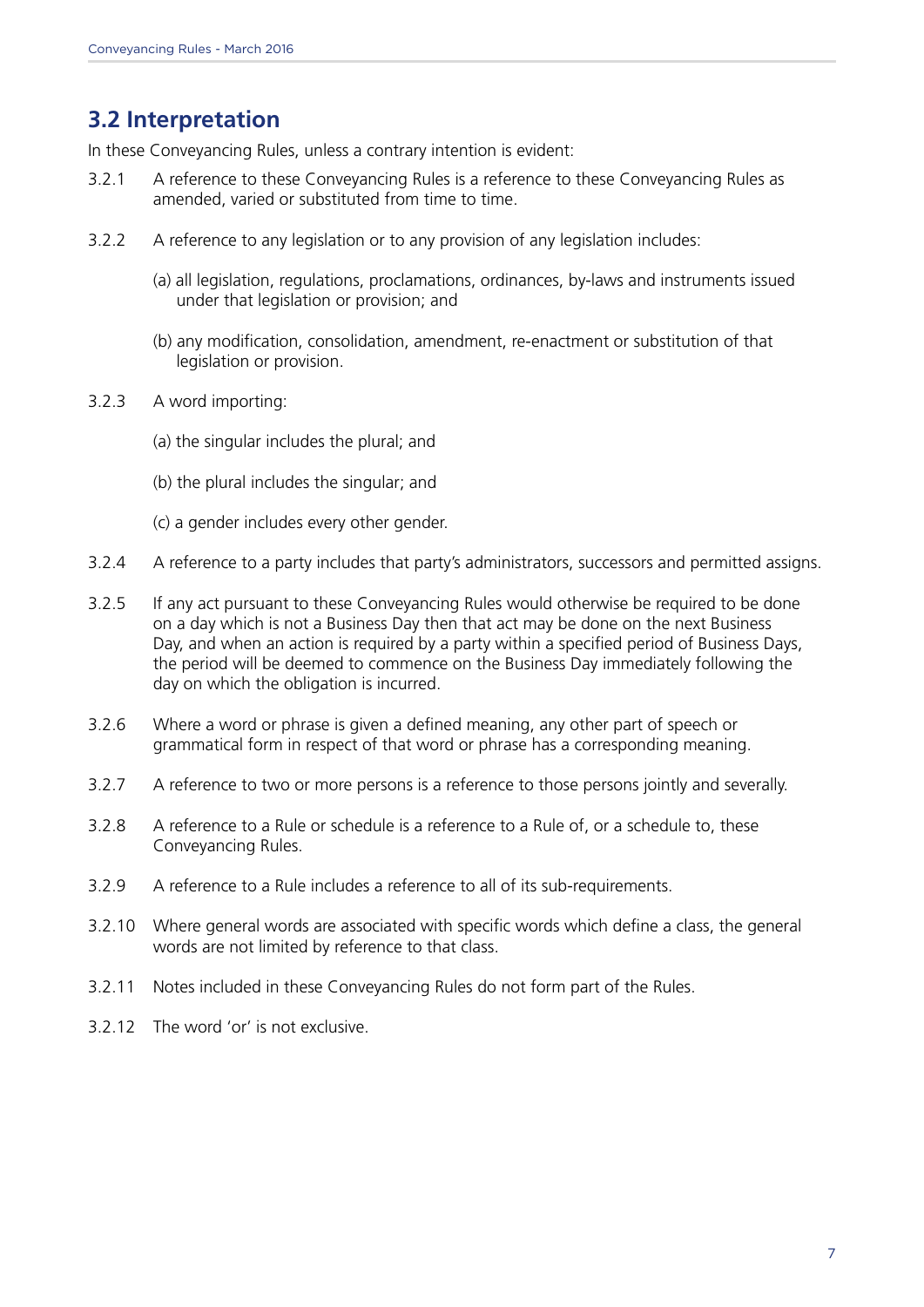## 3.2 Interpretation

In these Conveyancing Rules, unless a contrary intention is evident:

3.2.1 A reference to these Conveyancing Rules is a reference to these Conveyancing Rules as amended, varied or substituted from time to time.

3.2.2 A reference to any legislation or to any provision of any legislation includes:

(a) all legislation, regulations, proclamations, ordinances, by-laws and instruments issued under that legislation or provision; and

(b) any modification, consolidation, amendment, re-enactment or substitution of that legislation or provision.

3.2.3 A word importing:

(a) the singular includes the plural; and

(b) the plural includes the singular; and

(c) a gender includes every other gender.

3.2.4 A reference to a party includes that party's administrators, successors and permitted assigns.

3.2.5 If any act pursuant to these Conveyancing Rules would otherwise be required to be done on a day which is not a Business Day then that act may be done on the next Business Day, and when an action is required by a party within a specified period of Business Days, the period will be deemed to commence on the Business Day immediately following the day on which the obligation is incurred.

3.2.6 Where a word or phrase is given a defined meaning, any other part of speech or grammatical form in respect of that word or phrase has a corresponding meaning.

3.2.7 A reference to two or more persons is a reference to those persons jointly and severally.

3.2.8 A reference to a Rule or schedule is a reference to a Rule of, or a schedule to, these Conveyancing Rules.

3.2.9 A reference to a Rule includes a reference to all of its sub-requirements.

3.2.10 Where general words are associated with specific words which define a class, the general words are not limited by reference to that class.

3.2.11 Notes included in these Conveyancing Rules do not form part of the Rules.

3.2.12 The word 'or' is not exclusive.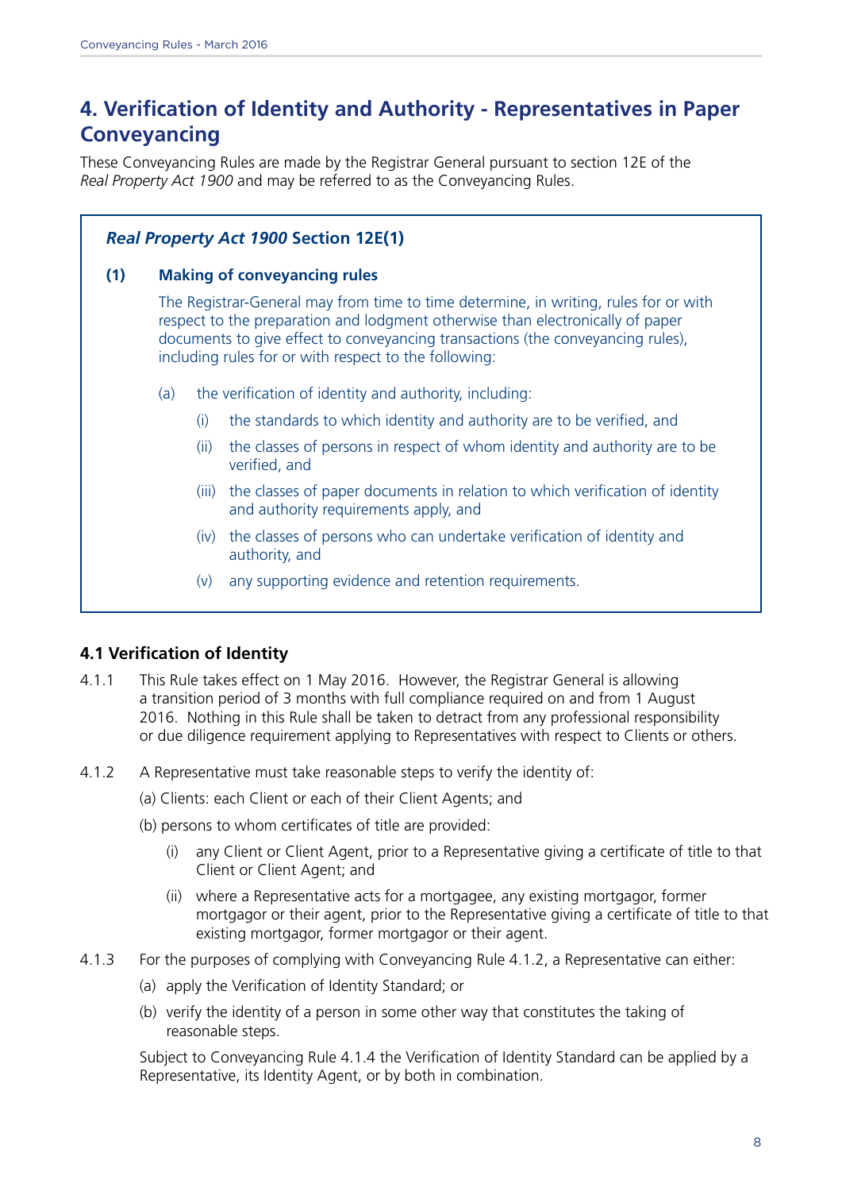## 4. Verification of Identity and Authority - Representatives in Paper Conveyancing

These Conveyancing Rules are made by the Registrar General pursuant to section 12E of the *Real Property Act 1900* and may be referred to as the Conveyancing Rules.

> ***Real Property Act 1900*** **Section 12E(1)**
>
> **(1) Making of conveyancing rules**
>
> The Registrar-General may from time to time determine, in writing, rules for or with respect to the preparation and lodgment otherwise than electronically of paper documents to give effect to conveyancing transactions (the conveyancing rules), including rules for or with respect to the following:
>
> (a) the verification of identity and authority, including:
>
> (i) the standards to which identity and authority are to be verified, and
>
> (ii) the classes of persons in respect of whom identity and authority are to be verified, and
>
> (iii) the classes of paper documents in relation to which verification of identity and authority requirements apply, and
>
> (iv) the classes of persons who can undertake verification of identity and authority, and
>
> (v) any supporting evidence and retention requirements.

### 4.1 Verification of Identity

4.1.1 This Rule takes effect on 1 May 2016. However, the Registrar General is allowing a transition period of 3 months with full compliance required on and from 1 August 2016. Nothing in this Rule shall be taken to detract from any professional responsibility or due diligence requirement applying to Representatives with respect to Clients or others.

4.1.2 A Representative must take reasonable steps to verify the identity of:

(a) Clients: each Client or each of their Client Agents; and

(b) persons to whom certificates of title are provided:

(i) any Client or Client Agent, prior to a Representative giving a certificate of title to that Client or Client Agent; and

(ii) where a Representative acts for a mortgagee, any existing mortgagor, former mortgagor or their agent, prior to the Representative giving a certificate of title to that existing mortgagor, former mortgagor or their agent.

4.1.3 For the purposes of complying with Conveyancing Rule 4.1.2, a Representative can either:

(a) apply the Verification of Identity Standard; or

(b) verify the identity of a person in some other way that constitutes the taking of reasonable steps.

Subject to Conveyancing Rule 4.1.4 the Verification of Identity Standard can be applied by a Representative, its Identity Agent, or by both in combination.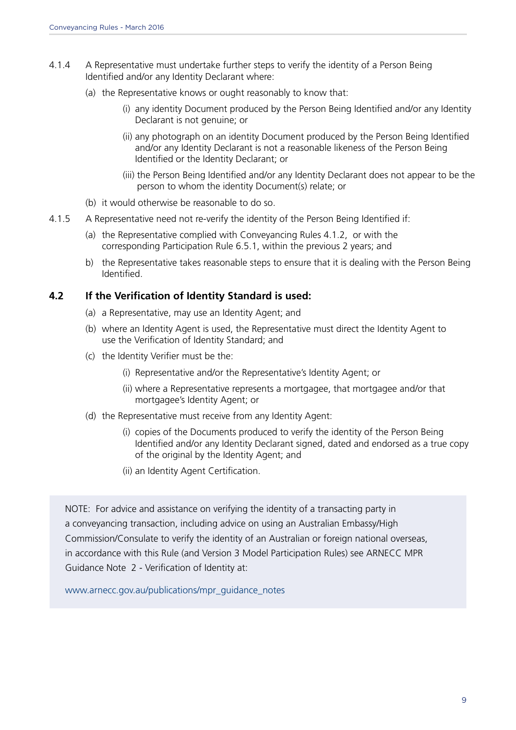4.1.4 A Representative must undertake further steps to verify the identity of a Person Being Identified and/or any Identity Declarant where:

(a) the Representative knows or ought reasonably to know that:

(i) any identity Document produced by the Person Being Identified and/or any Identity Declarant is not genuine; or

(ii) any photograph on an identity Document produced by the Person Being Identified and/or any Identity Declarant is not a reasonable likeness of the Person Being Identified or the Identity Declarant; or

(iii) the Person Being Identified and/or any Identity Declarant does not appear to be the person to whom the identity Document(s) relate; or

(b) it would otherwise be reasonable to do so.

4.1.5 A Representative need not re-verify the identity of the Person Being Identified if:

(a) the Representative complied with Conveyancing Rules 4.1.2, or with the corresponding Participation Rule 6.5.1, within the previous 2 years; and

b) the Representative takes reasonable steps to ensure that it is dealing with the Person Being Identified.

## 4.2 If the Verification of Identity Standard is used:

(a) a Representative, may use an Identity Agent; and

(b) where an Identity Agent is used, the Representative must direct the Identity Agent to use the Verification of Identity Standard; and

(c) the Identity Verifier must be the:

(i) Representative and/or the Representative's Identity Agent; or

(ii) where a Representative represents a mortgagee, that mortgagee and/or that mortgagee's Identity Agent; or

(d) the Representative must receive from any Identity Agent:

(i) copies of the Documents produced to verify the identity of the Person Being Identified and/or any Identity Declarant signed, dated and endorsed as a true copy of the original by the Identity Agent; and

(ii) an Identity Agent Certification.

NOTE: For advice and assistance on verifying the identity of a transacting party in a conveyancing transaction, including advice on using an Australian Embassy/High Commission/Consulate to verify the identity of an Australian or foreign national overseas, in accordance with this Rule (and Version 3 Model Participation Rules) see ARNECC MPR Guidance Note 2 - Verification of Identity at:

www.arnecc.gov.au/publications/mpr_guidance_notes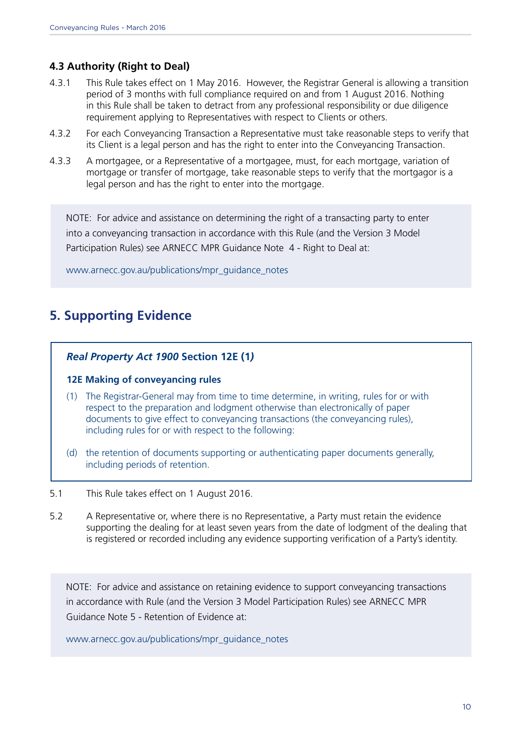### 4.3 Authority (Right to Deal)

4.3.1 This Rule takes effect on 1 May 2016. However, the Registrar General is allowing a transition period of 3 months with full compliance required on and from 1 August 2016. Nothing in this Rule shall be taken to detract from any professional responsibility or due diligence requirement applying to Representatives with respect to Clients or others.

4.3.2 For each Conveyancing Transaction a Representative must take reasonable steps to verify that its Client is a legal person and has the right to enter into the Conveyancing Transaction.

4.3.3 A mortgagee, or a Representative of a mortgagee, must, for each mortgage, variation of mortgage or transfer of mortgage, take reasonable steps to verify that the mortgagor is a legal person and has the right to enter into the mortgage.

> NOTE: For advice and assistance on determining the right of a transacting party to enter into a conveyancing transaction in accordance with this Rule (and the Version 3 Model Participation Rules) see ARNECC MPR Guidance Note 4 - Right to Deal at:
>
> www.arnecc.gov.au/publications/mpr_guidance_notes

## 5. Supporting Evidence

> ***Real Property Act 1900*** **Section 12E (1)**
>
> **12E Making of conveyancing rules**
>
> (1) The Registrar-General may from time to time determine, in writing, rules for or with respect to the preparation and lodgment otherwise than electronically of paper documents to give effect to conveyancing transactions (the conveyancing rules), including rules for or with respect to the following:
>
> (d) the retention of documents supporting or authenticating paper documents generally, including periods of retention.

5.1 This Rule takes effect on 1 August 2016.

5.2 A Representative or, where there is no Representative, a Party must retain the evidence supporting the dealing for at least seven years from the date of lodgment of the dealing that is registered or recorded including any evidence supporting verification of a Party's identity.

> NOTE: For advice and assistance on retaining evidence to support conveyancing transactions in accordance with Rule (and the Version 3 Model Participation Rules) see ARNECC MPR Guidance Note 5 - Retention of Evidence at:
>
> www.arnecc.gov.au/publications/mpr_guidance_notes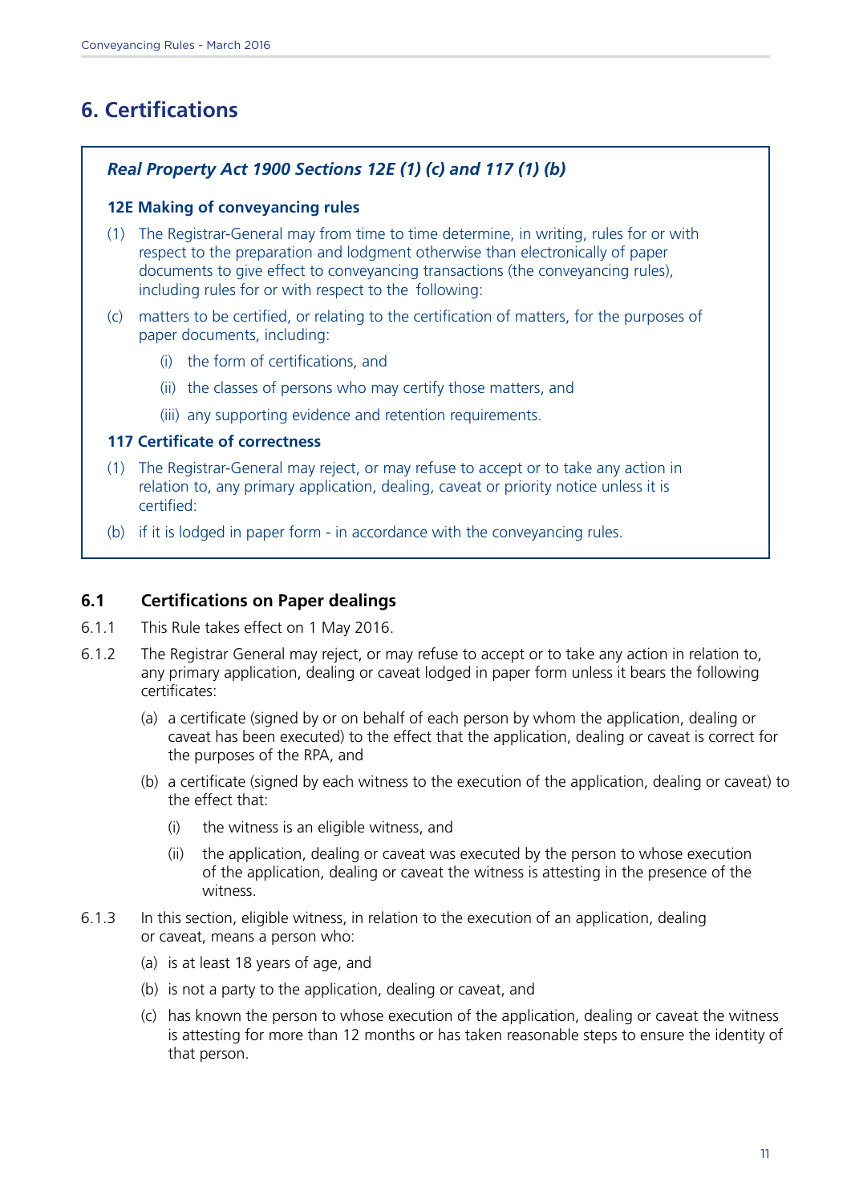# 6. Certifications

***Real Property Act 1900 Sections 12E (1) (c) and 117 (1) (b)***

**12E Making of conveyancing rules**

(1) The Registrar-General may from time to time determine, in writing, rules for or with respect to the preparation and lodgment otherwise than electronically of paper documents to give effect to conveyancing transactions (the conveyancing rules), including rules for or with respect to the following:

(c) matters to be certified, or relating to the certification of matters, for the purposes of paper documents, including:

- (i) the form of certifications, and
- (ii) the classes of persons who may certify those matters, and
- (iii) any supporting evidence and retention requirements.

**117 Certificate of correctness**

(1) The Registrar-General may reject, or may refuse to accept or to take any action in relation to, any primary application, dealing, caveat or priority notice unless it is certified:

(b) if it is lodged in paper form - in accordance with the conveyancing rules.

## 6.1 Certifications on Paper dealings

6.1.1 This Rule takes effect on 1 May 2016.

6.1.2 The Registrar General may reject, or may refuse to accept or to take any action in relation to, any primary application, dealing or caveat lodged in paper form unless it bears the following certificates:

- (a) a certificate (signed by or on behalf of each person by whom the application, dealing or caveat has been executed) to the effect that the application, dealing or caveat is correct for the purposes of the RPA, and
- (b) a certificate (signed by each witness to the execution of the application, dealing or caveat) to the effect that:
  - (i) the witness is an eligible witness, and
  - (ii) the application, dealing or caveat was executed by the person to whose execution of the application, dealing or caveat the witness is attesting in the presence of the witness.

6.1.3 In this section, eligible witness, in relation to the execution of an application, dealing or caveat, means a person who:

- (a) is at least 18 years of age, and
- (b) is not a party to the application, dealing or caveat, and
- (c) has known the person to whose execution of the application, dealing or caveat the witness is attesting for more than 12 months or has taken reasonable steps to ensure the identity of that person.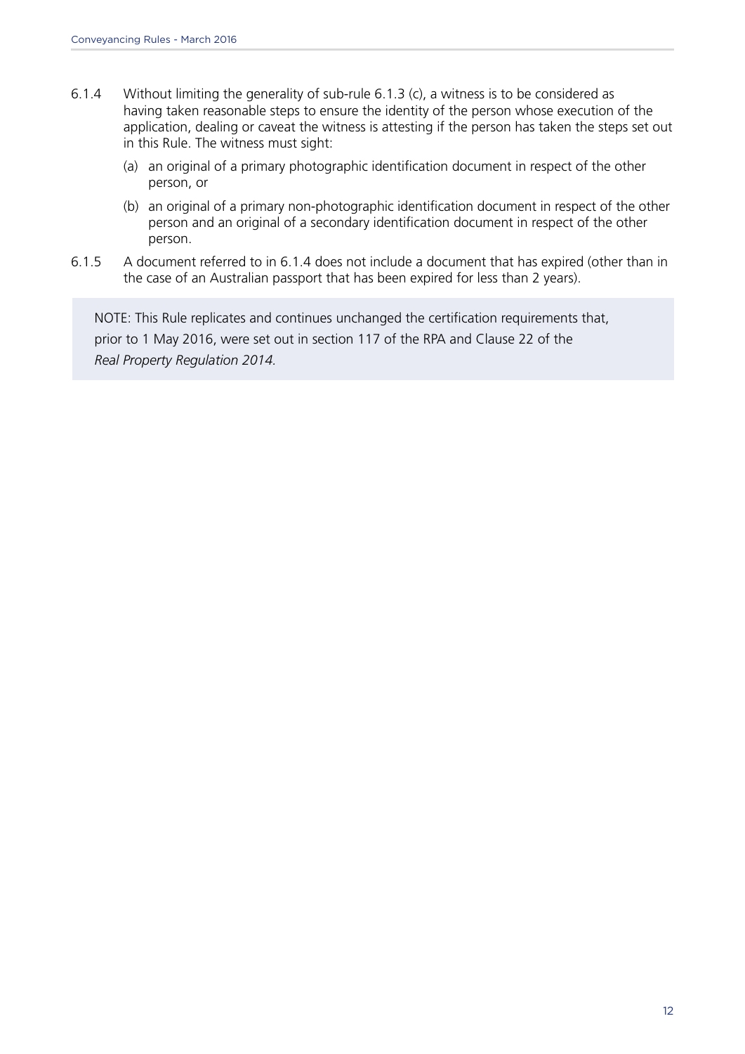6.1.4 Without limiting the generality of sub-rule 6.1.3 (c), a witness is to be considered as having taken reasonable steps to ensure the identity of the person whose execution of the application, dealing or caveat the witness is attesting if the person has taken the steps set out in this Rule. The witness must sight:

(a) an original of a primary photographic identification document in respect of the other person, or

(b) an original of a primary non-photographic identification document in respect of the other person and an original of a secondary identification document in respect of the other person.

6.1.5 A document referred to in 6.1.4 does not include a document that has expired (other than in the case of an Australian passport that has been expired for less than 2 years).

> NOTE: This Rule replicates and continues unchanged the certification requirements that, prior to 1 May 2016, were set out in section 117 of the RPA and Clause 22 of the *Real Property Regulation 2014.*